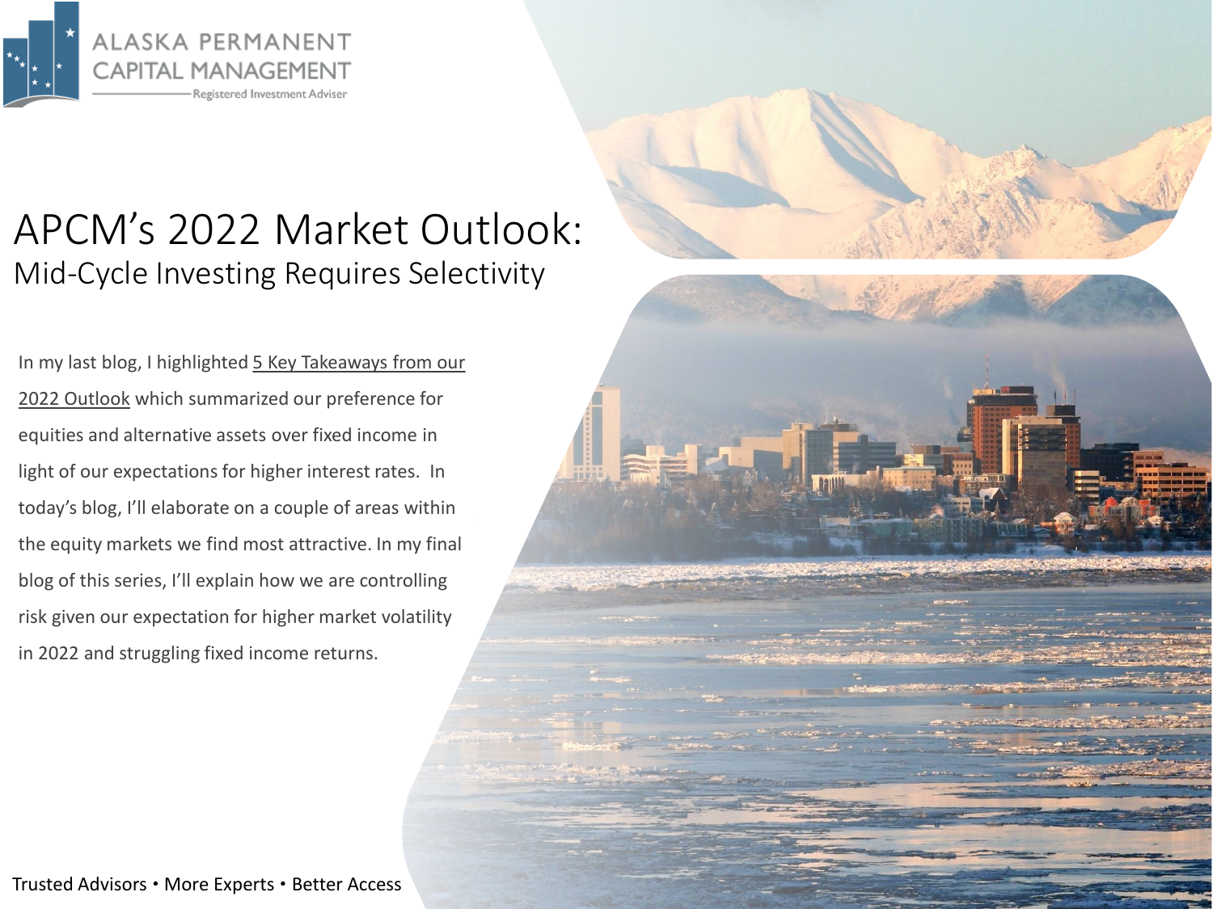ALASKA PERMANENT CAPITAL MANAGEMENT

Registered Investment Adviser

# APCM's 2022 Market Outlook:

## Mid-Cycle Investing Requires Selectivity

In my last blog, I highlighted 5 Key Takeaways from our 2022 Outlook which summarized our preference for equities and alternative assets over fixed income in light of our expectations for higher interest rates. In today's blog, I'll elaborate on a couple of areas within the equity markets we find most attractive. In my final blog of this series, I'll explain how we are controlling risk given our expectation for higher market volatility in 2022 and struggling fixed income returns.

Trusted Advisors • More Experts • Better Access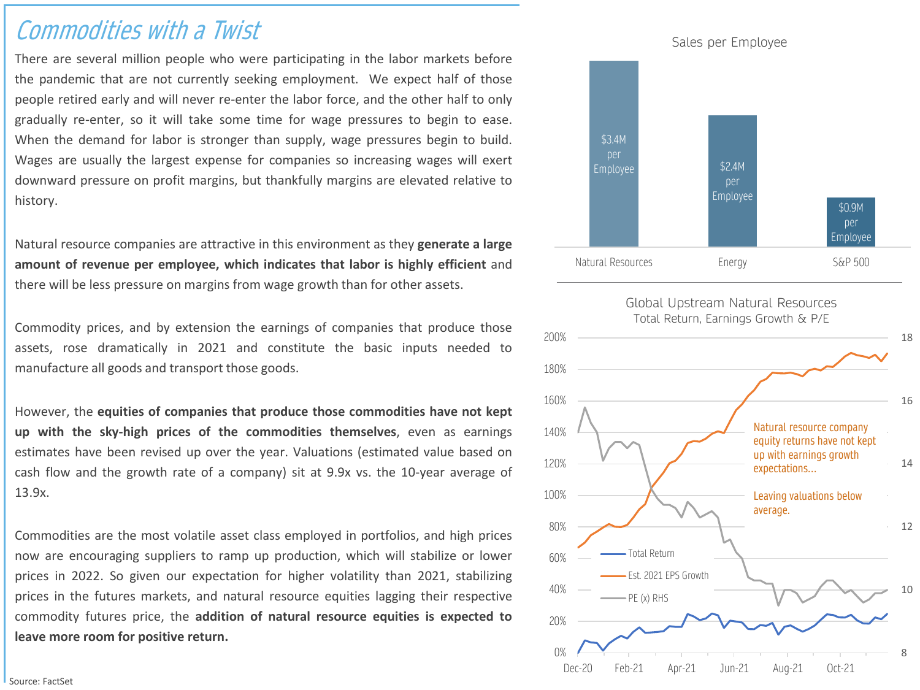# Commodities with a Twist

There are several million people who were participating in the labor markets before the pandemic that are not currently seeking employment. We expect half of those people retired early and will never re-enter the labor force, and the other half to only gradually re-enter, so it will take some time for wage pressures to begin to ease. When the demand for labor is stronger than supply, wage pressures begin to build. Wages are usually the largest expense for companies so increasing wages will exert downward pressure on profit margins, but thankfully margins are elevated relative to history.

Natural resource companies are attractive in this environment as they **generate a large amount of revenue per employee, which indicates that labor is highly efficient** and there will be less pressure on margins from wage growth than for other assets.

Commodity prices, and by extension the earnings of companies that produce those assets, rose dramatically in 2021 and constitute the basic inputs needed to manufacture all goods and transport those goods.

However, the **equities of companies that produce those commodities have not kept up with the sky-high prices of the commodities themselves**, even as earnings estimates have been revised up over the year. Valuations (estimated value based on cash flow and the growth rate of a company) sit at 9.9x vs. the 10-year average of 13.9x.

Commodities are the most volatile asset class employed in portfolios, and high prices now are encouraging suppliers to ramp up production, which will stabilize or lower prices in 2022. So given our expectation for higher volatility than 2021, stabilizing prices in the futures markets, and natural resource equities lagging their respective commodity futures price, the **addition of natural resource equities is expected to leave more room for positive return.**

**Sales per Employee**

| Natural Resources | Energy | S&P 500 |
|---|---|---|
| $3.4M per Employee | $2.4M per Employee | $0.9M per Employee |

**Global Upstream Natural Resources**
Total Return, Earnings Growth & P/E

Legend: Total Return; Est. 2021 EPS Growth; PE (x) RHS

Natural resource company equity returns have not kept up with earnings growth expectations...

Leaving valuations below average.

Source: FactSet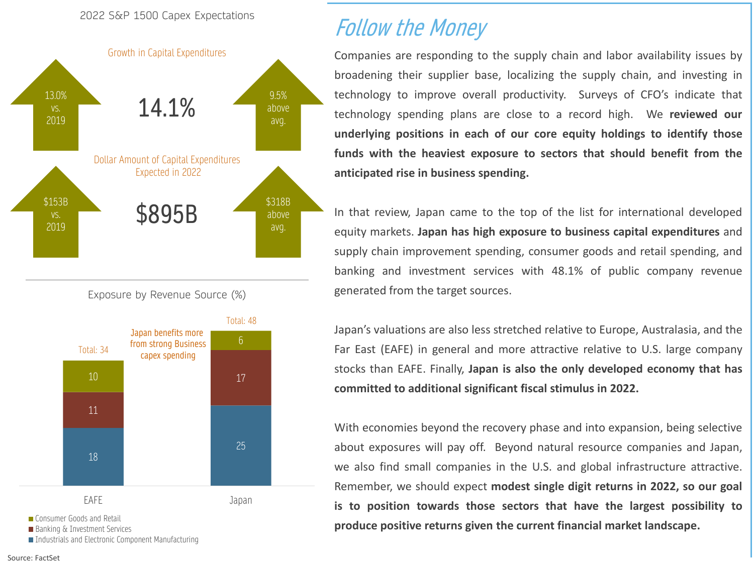2022 S&P 1500 Capex Expectations

Growth in Capital Expenditures

13.0% vs. 2019

14.1%

9.5% above avg.

Dollar Amount of Capital Expenditures Expected in 2022

$153B vs. 2019

$895B

$318B above avg.

Exposure by Revenue Source (%)

Total: 34

Total: 48

Japan benefits more from strong Business capex spending

EAFE: 10, 11, 18

Japan: 6, 17, 25

EAFE

Japan

Consumer Goods and Retail

Banking & Investment Services

Industrials and Electronic Component Manufacturing

Source: FactSet

# *Follow the Money*

Companies are responding to the supply chain and labor availability issues by broadening their supplier base, localizing the supply chain, and investing in technology to improve overall productivity. Surveys of CFO's indicate that technology spending plans are close to a record high. We **reviewed our underlying positions in each of our core equity holdings to identify those funds with the heaviest exposure to sectors that should benefit from the anticipated rise in business spending.**

In that review, Japan came to the top of the list for international developed equity markets. **Japan has high exposure to business capital expenditures** and supply chain improvement spending, consumer goods and retail spending, and banking and investment services with 48.1% of public company revenue generated from the target sources.

Japan's valuations are also less stretched relative to Europe, Australasia, and the Far East (EAFE) in general and more attractive relative to U.S. large company stocks than EAFE. Finally, **Japan is also the only developed economy that has committed to additional significant fiscal stimulus in 2022.**

With economies beyond the recovery phase and into expansion, being selective about exposures will pay off. Beyond natural resource companies and Japan, we also find small companies in the U.S. and global infrastructure attractive. Remember, we should expect **modest single digit returns in 2022, so our goal is to position towards those sectors that have the largest possibility to produce positive returns given the current financial market landscape.**